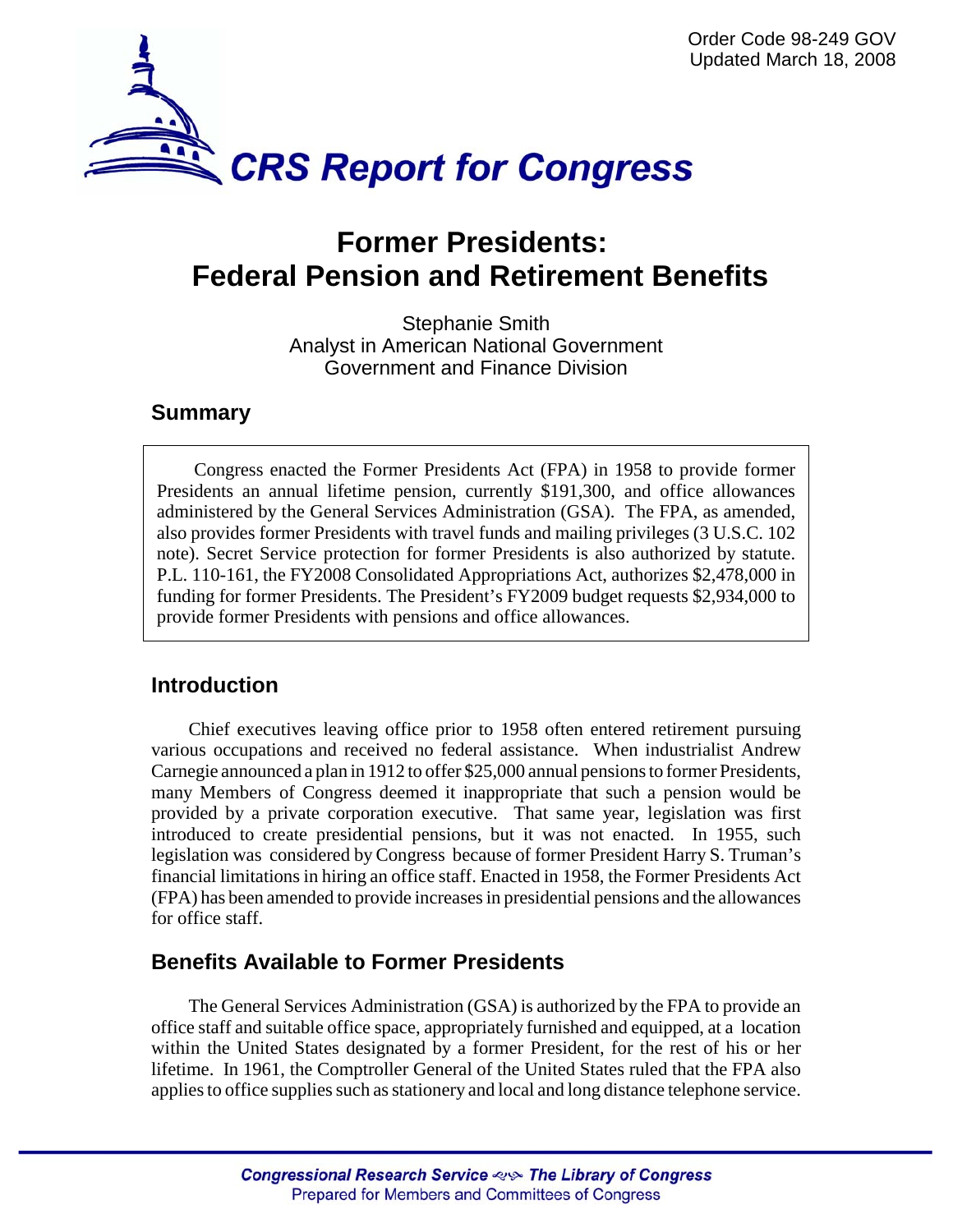Order Code 98-249 GOV
Updated March 18, 2008

# CRS Report for Congress

# Former Presidents: Federal Pension and Retirement Benefits

Stephanie Smith
Analyst in American National Government
Government and Finance Division

## Summary

Congress enacted the Former Presidents Act (FPA) in 1958 to provide former Presidents an annual lifetime pension, currently $191,300, and office allowances administered by the General Services Administration (GSA). The FPA, as amended, also provides former Presidents with travel funds and mailing privileges (3 U.S.C. 102 note). Secret Service protection for former Presidents is also authorized by statute. P.L. 110-161, the FY2008 Consolidated Appropriations Act, authorizes $2,478,000 in funding for former Presidents. The President's FY2009 budget requests $2,934,000 to provide former Presidents with pensions and office allowances.

## Introduction

Chief executives leaving office prior to 1958 often entered retirement pursuing various occupations and received no federal assistance. When industrialist Andrew Carnegie announced a plan in 1912 to offer $25,000 annual pensions to former Presidents, many Members of Congress deemed it inappropriate that such a pension would be provided by a private corporation executive. That same year, legislation was first introduced to create presidential pensions, but it was not enacted. In 1955, such legislation was considered by Congress because of former President Harry S. Truman's financial limitations in hiring an office staff. Enacted in 1958, the Former Presidents Act (FPA) has been amended to provide increases in presidential pensions and the allowances for office staff.

## Benefits Available to Former Presidents

The General Services Administration (GSA) is authorized by the FPA to provide an office staff and suitable office space, appropriately furnished and equipped, at a location within the United States designated by a former President, for the rest of his or her lifetime. In 1961, the Comptroller General of the United States ruled that the FPA also applies to office supplies such as stationery and local and long distance telephone service.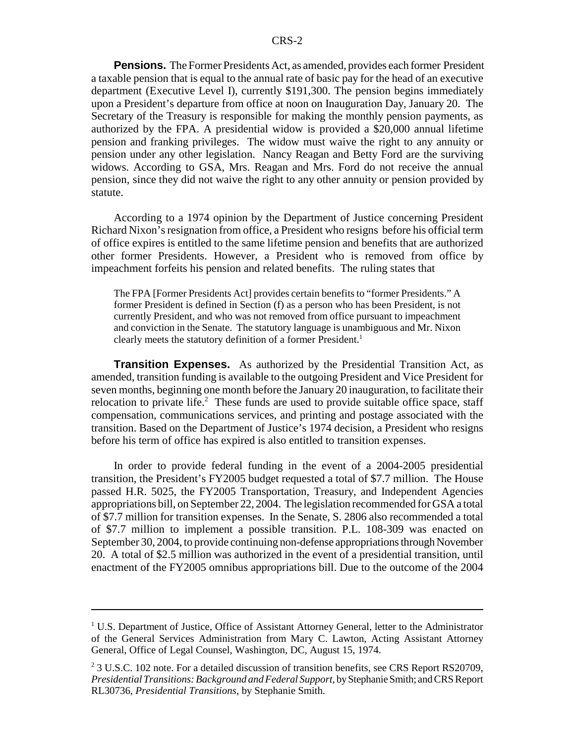**Pensions.** The Former Presidents Act, as amended, provides each former President a taxable pension that is equal to the annual rate of basic pay for the head of an executive department (Executive Level I), currently $191,300. The pension begins immediately upon a President's departure from office at noon on Inauguration Day, January 20. The Secretary of the Treasury is responsible for making the monthly pension payments, as authorized by the FPA. A presidential widow is provided a $20,000 annual lifetime pension and franking privileges. The widow must waive the right to any annuity or pension under any other legislation. Nancy Reagan and Betty Ford are the surviving widows. According to GSA, Mrs. Reagan and Mrs. Ford do not receive the annual pension, since they did not waive the right to any other annuity or pension provided by statute.

According to a 1974 opinion by the Department of Justice concerning President Richard Nixon's resignation from office, a President who resigns before his official term of office expires is entitled to the same lifetime pension and benefits that are authorized other former Presidents. However, a President who is removed from office by impeachment forfeits his pension and related benefits. The ruling states that

> The FPA [Former Presidents Act] provides certain benefits to "former Presidents." A former President is defined in Section (f) as a person who has been President, is not currently President, and who was not removed from office pursuant to impeachment and conviction in the Senate. The statutory language is unambiguous and Mr. Nixon clearly meets the statutory definition of a former President.[1]

**Transition Expenses.** As authorized by the Presidential Transition Act, as amended, transition funding is available to the outgoing President and Vice President for seven months, beginning one month before the January 20 inauguration, to facilitate their relocation to private life.[2] These funds are used to provide suitable office space, staff compensation, communications services, and printing and postage associated with the transition. Based on the Department of Justice's 1974 decision, a President who resigns before his term of office has expired is also entitled to transition expenses.

In order to provide federal funding in the event of a 2004-2005 presidential transition, the President's FY2005 budget requested a total of $7.7 million. The House passed H.R. 5025, the FY2005 Transportation, Treasury, and Independent Agencies appropriations bill, on September 22, 2004. The legislation recommended for GSA a total of $7.7 million for transition expenses. In the Senate, S. 2806 also recommended a total of $7.7 million to implement a possible transition. P.L. 108-309 was enacted on September 30, 2004, to provide continuing non-defense appropriations through November 20. A total of $2.5 million was authorized in the event of a presidential transition, until enactment of the FY2005 omnibus appropriations bill. Due to the outcome of the 2004

---

[1] U.S. Department of Justice, Office of Assistant Attorney General, letter to the Administrator of the General Services Administration from Mary C. Lawton, Acting Assistant Attorney General, Office of Legal Counsel, Washington, DC, August 15, 1974.

[2] 3 U.S.C. 102 note. For a detailed discussion of transition benefits, see CRS Report RS20709, *Presidential Transitions: Background and Federal Support*, by Stephanie Smith; and CRS Report RL30736, *Presidential Transitions*, by Stephanie Smith.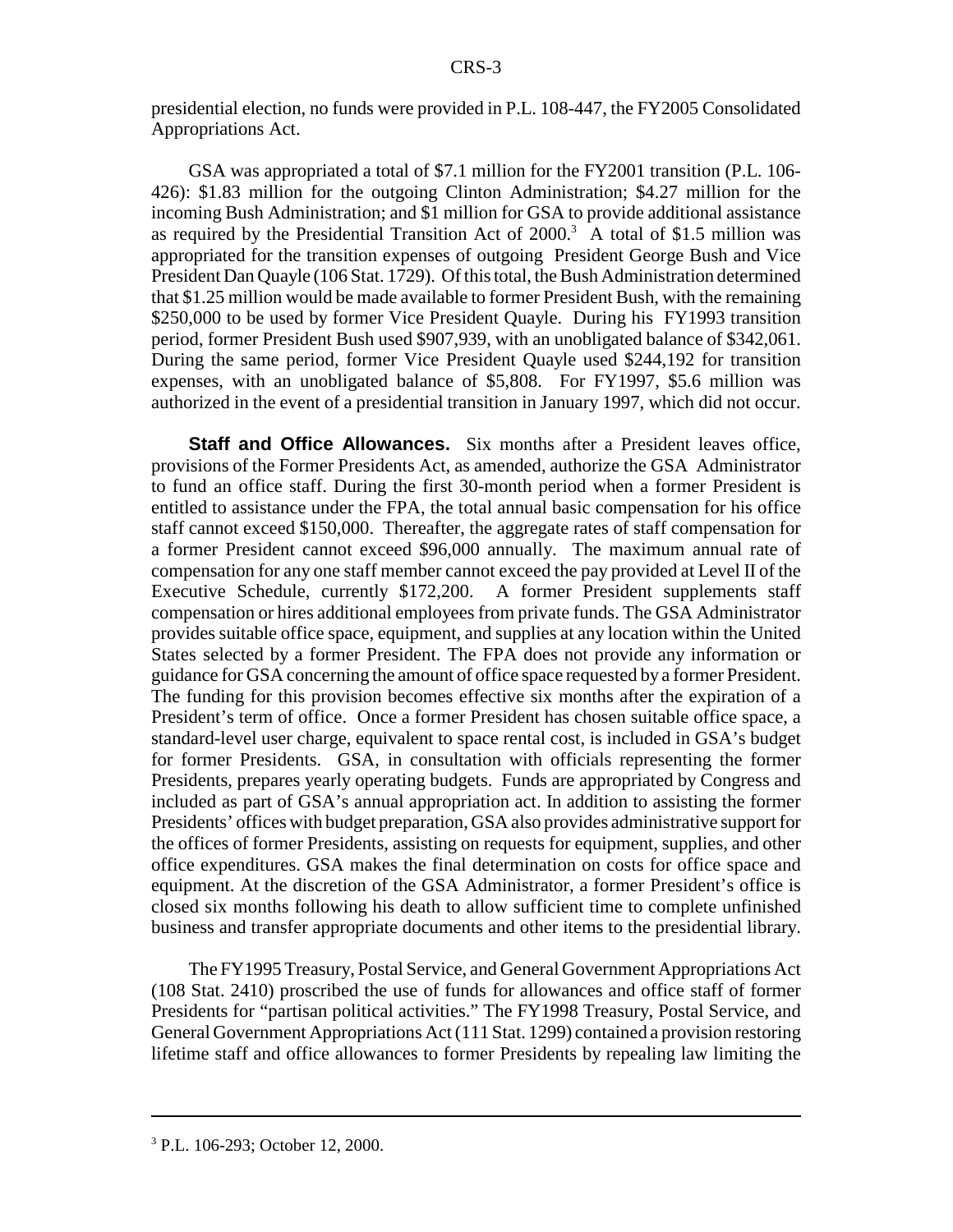presidential election, no funds were provided in P.L. 108-447, the FY2005 Consolidated Appropriations Act.

GSA was appropriated a total of $7.1 million for the FY2001 transition (P.L. 106-426): $1.83 million for the outgoing Clinton Administration; $4.27 million for the incoming Bush Administration; and $1 million for GSA to provide additional assistance as required by the Presidential Transition Act of 2000.[3] A total of $1.5 million was appropriated for the transition expenses of outgoing President George Bush and Vice President Dan Quayle (106 Stat. 1729). Of this total, the Bush Administration determined that $1.25 million would be made available to former President Bush, with the remaining $250,000 to be used by former Vice President Quayle. During his FY1993 transition period, former President Bush used $907,939, with an unobligated balance of $342,061. During the same period, former Vice President Quayle used $244,192 for transition expenses, with an unobligated balance of $5,808. For FY1997, $5.6 million was authorized in the event of a presidential transition in January 1997, which did not occur.

**Staff and Office Allowances.** Six months after a President leaves office, provisions of the Former Presidents Act, as amended, authorize the GSA Administrator to fund an office staff. During the first 30-month period when a former President is entitled to assistance under the FPA, the total annual basic compensation for his office staff cannot exceed $150,000. Thereafter, the aggregate rates of staff compensation for a former President cannot exceed $96,000 annually. The maximum annual rate of compensation for any one staff member cannot exceed the pay provided at Level II of the Executive Schedule, currently $172,200. A former President supplements staff compensation or hires additional employees from private funds. The GSA Administrator provides suitable office space, equipment, and supplies at any location within the United States selected by a former President. The FPA does not provide any information or guidance for GSA concerning the amount of office space requested by a former President. The funding for this provision becomes effective six months after the expiration of a President's term of office. Once a former President has chosen suitable office space, a standard-level user charge, equivalent to space rental cost, is included in GSA's budget for former Presidents. GSA, in consultation with officials representing the former Presidents, prepares yearly operating budgets. Funds are appropriated by Congress and included as part of GSA's annual appropriation act. In addition to assisting the former Presidents' offices with budget preparation, GSA also provides administrative support for the offices of former Presidents, assisting on requests for equipment, supplies, and other office expenditures. GSA makes the final determination on costs for office space and equipment. At the discretion of the GSA Administrator, a former President's office is closed six months following his death to allow sufficient time to complete unfinished business and transfer appropriate documents and other items to the presidential library.

The FY1995 Treasury, Postal Service, and General Government Appropriations Act (108 Stat. 2410) proscribed the use of funds for allowances and office staff of former Presidents for "partisan political activities." The FY1998 Treasury, Postal Service, and General Government Appropriations Act (111 Stat. 1299) contained a provision restoring lifetime staff and office allowances to former Presidents by repealing law limiting the

---

[3] P.L. 106-293; October 12, 2000.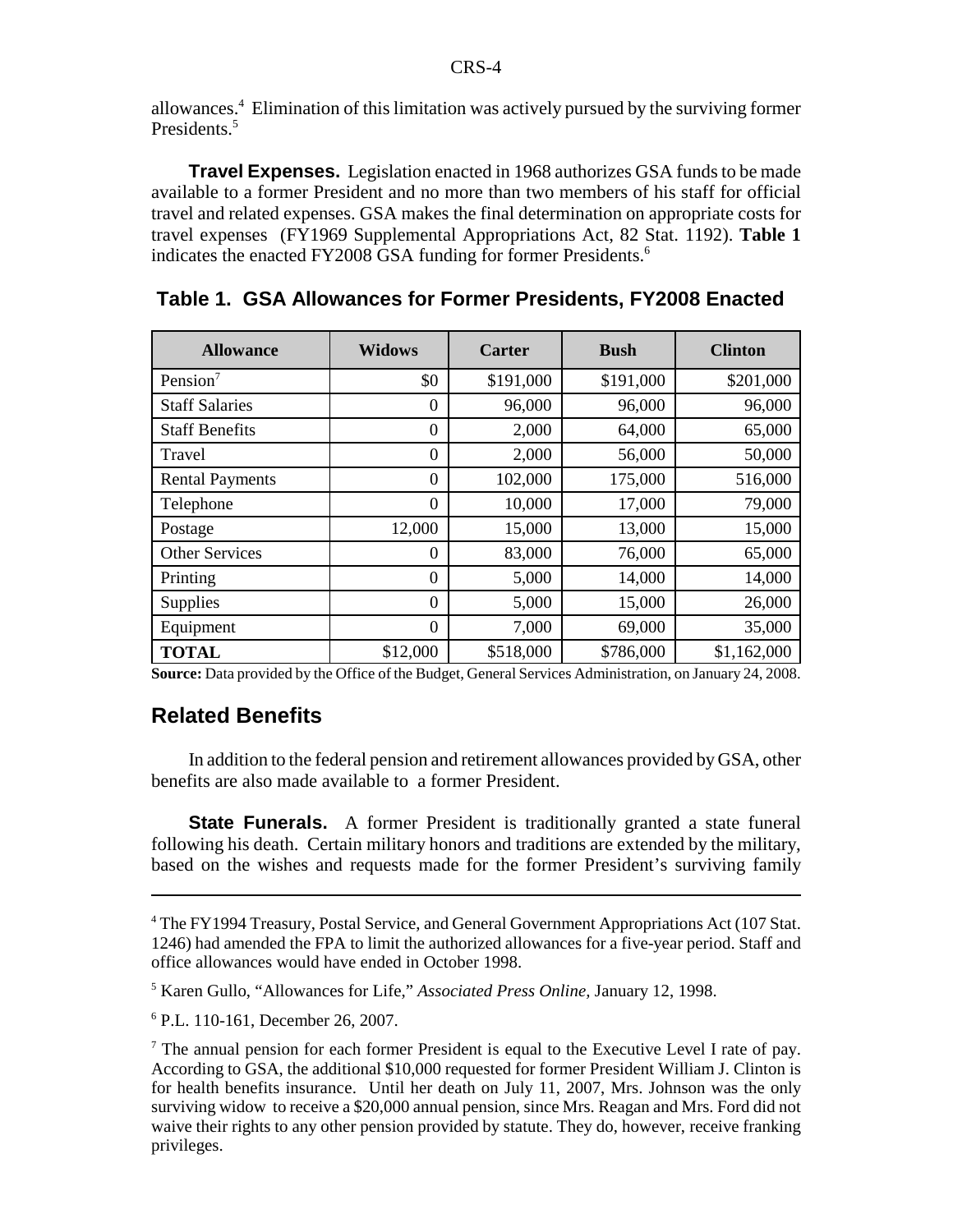allowances.[4] Elimination of this limitation was actively pursued by the surviving former Presidents.[5]

**Travel Expenses.** Legislation enacted in 1968 authorizes GSA funds to be made available to a former President and no more than two members of his staff for official travel and related expenses. GSA makes the final determination on appropriate costs for travel expenses (FY1969 Supplemental Appropriations Act, 82 Stat. 1192). **Table 1** indicates the enacted FY2008 GSA funding for former Presidents.[6]

**Table 1. GSA Allowances for Former Presidents, FY2008 Enacted**

| Allowance | Widows | Carter | Bush | Clinton |
|---|---|---|---|---|
| Pension[7] | $0 | $191,000 | $191,000 | $201,000 |
| Staff Salaries | 0 | 96,000 | 96,000 | 96,000 |
| Staff Benefits | 0 | 2,000 | 64,000 | 65,000 |
| Travel | 0 | 2,000 | 56,000 | 50,000 |
| Rental Payments | 0 | 102,000 | 175,000 | 516,000 |
| Telephone | 0 | 10,000 | 17,000 | 79,000 |
| Postage | 12,000 | 15,000 | 13,000 | 15,000 |
| Other Services | 0 | 83,000 | 76,000 | 65,000 |
| Printing | 0 | 5,000 | 14,000 | 14,000 |
| Supplies | 0 | 5,000 | 15,000 | 26,000 |
| Equipment | 0 | 7,000 | 69,000 | 35,000 |
| **TOTAL** | $12,000 | $518,000 | $786,000 | $1,162,000 |

**Source:** Data provided by the Office of the Budget, General Services Administration, on January 24, 2008.

## Related Benefits

In addition to the federal pension and retirement allowances provided by GSA, other benefits are also made available to a former President.

**State Funerals.** A former President is traditionally granted a state funeral following his death. Certain military honors and traditions are extended by the military, based on the wishes and requests made for the former President's surviving family

---

[4] The FY1994 Treasury, Postal Service, and General Government Appropriations Act (107 Stat. 1246) had amended the FPA to limit the authorized allowances for a five-year period. Staff and office allowances would have ended in October 1998.

[5] Karen Gullo, "Allowances for Life," *Associated Press Online*, January 12, 1998.

[6] P.L. 110-161, December 26, 2007.

[7] The annual pension for each former President is equal to the Executive Level I rate of pay. According to GSA, the additional $10,000 requested for former President William J. Clinton is for health benefits insurance. Until her death on July 11, 2007, Mrs. Johnson was the only surviving widow to receive a $20,000 annual pension, since Mrs. Reagan and Mrs. Ford did not waive their rights to any other pension provided by statute. They do, however, receive franking privileges.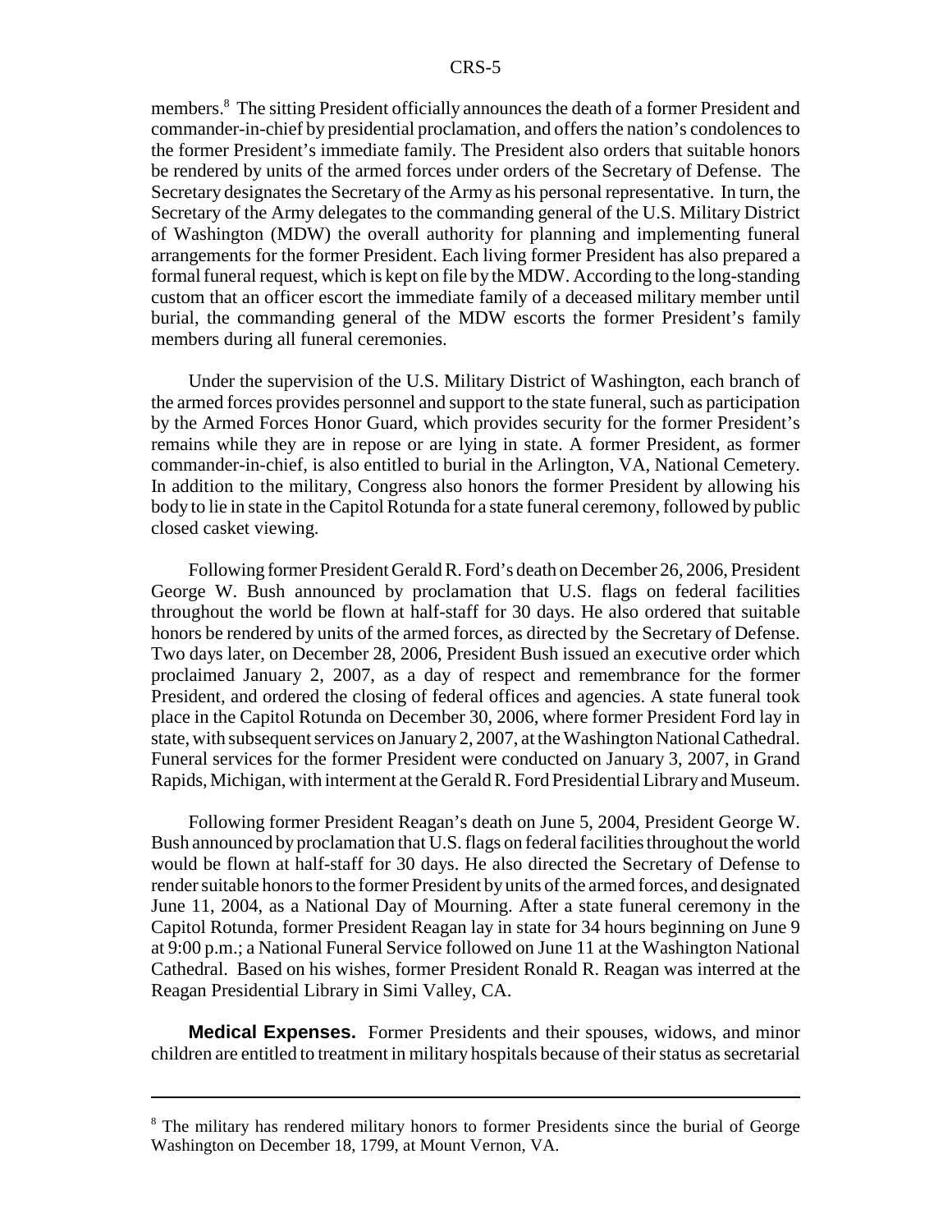members.[8] The sitting President officially announces the death of a former President and commander-in-chief by presidential proclamation, and offers the nation's condolences to the former President's immediate family. The President also orders that suitable honors be rendered by units of the armed forces under orders of the Secretary of Defense. The Secretary designates the Secretary of the Army as his personal representative. In turn, the Secretary of the Army delegates to the commanding general of the U.S. Military District of Washington (MDW) the overall authority for planning and implementing funeral arrangements for the former President. Each living former President has also prepared a formal funeral request, which is kept on file by the MDW. According to the long-standing custom that an officer escort the immediate family of a deceased military member until burial, the commanding general of the MDW escorts the former President's family members during all funeral ceremonies.

Under the supervision of the U.S. Military District of Washington, each branch of the armed forces provides personnel and support to the state funeral, such as participation by the Armed Forces Honor Guard, which provides security for the former President's remains while they are in repose or are lying in state. A former President, as former commander-in-chief, is also entitled to burial in the Arlington, VA, National Cemetery. In addition to the military, Congress also honors the former President by allowing his body to lie in state in the Capitol Rotunda for a state funeral ceremony, followed by public closed casket viewing.

Following former President Gerald R. Ford's death on December 26, 2006, President George W. Bush announced by proclamation that U.S. flags on federal facilities throughout the world be flown at half-staff for 30 days. He also ordered that suitable honors be rendered by units of the armed forces, as directed by the Secretary of Defense. Two days later, on December 28, 2006, President Bush issued an executive order which proclaimed January 2, 2007, as a day of respect and remembrance for the former President, and ordered the closing of federal offices and agencies. A state funeral took place in the Capitol Rotunda on December 30, 2006, where former President Ford lay in state, with subsequent services on January 2, 2007, at the Washington National Cathedral. Funeral services for the former President were conducted on January 3, 2007, in Grand Rapids, Michigan, with interment at the Gerald R. Ford Presidential Library and Museum.

Following former President Reagan's death on June 5, 2004, President George W. Bush announced by proclamation that U.S. flags on federal facilities throughout the world would be flown at half-staff for 30 days. He also directed the Secretary of Defense to render suitable honors to the former President by units of the armed forces, and designated June 11, 2004, as a National Day of Mourning. After a state funeral ceremony in the Capitol Rotunda, former President Reagan lay in state for 34 hours beginning on June 9 at 9:00 p.m.; a National Funeral Service followed on June 11 at the Washington National Cathedral. Based on his wishes, former President Ronald R. Reagan was interred at the Reagan Presidential Library in Simi Valley, CA.

**Medical Expenses.** Former Presidents and their spouses, widows, and minor children are entitled to treatment in military hospitals because of their status as secretarial

[8] The military has rendered military honors to former Presidents since the burial of George Washington on December 18, 1799, at Mount Vernon, VA.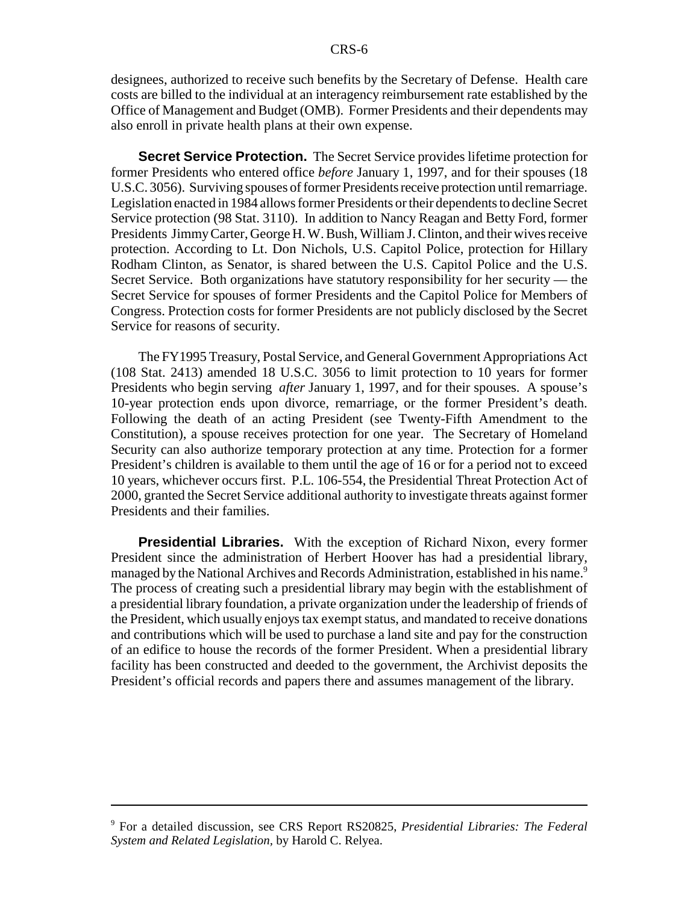designees, authorized to receive such benefits by the Secretary of Defense. Health care costs are billed to the individual at an interagency reimbursement rate established by the Office of Management and Budget (OMB). Former Presidents and their dependents may also enroll in private health plans at their own expense.

**Secret Service Protection.** The Secret Service provides lifetime protection for former Presidents who entered office *before* January 1, 1997, and for their spouses (18 U.S.C. 3056). Surviving spouses of former Presidents receive protection until remarriage. Legislation enacted in 1984 allows former Presidents or their dependents to decline Secret Service protection (98 Stat. 3110). In addition to Nancy Reagan and Betty Ford, former Presidents Jimmy Carter, George H. W. Bush, William J. Clinton, and their wives receive protection. According to Lt. Don Nichols, U.S. Capitol Police, protection for Hillary Rodham Clinton, as Senator, is shared between the U.S. Capitol Police and the U.S. Secret Service. Both organizations have statutory responsibility for her security — the Secret Service for spouses of former Presidents and the Capitol Police for Members of Congress. Protection costs for former Presidents are not publicly disclosed by the Secret Service for reasons of security.

The FY1995 Treasury, Postal Service, and General Government Appropriations Act (108 Stat. 2413) amended 18 U.S.C. 3056 to limit protection to 10 years for former Presidents who begin serving *after* January 1, 1997, and for their spouses. A spouse's 10-year protection ends upon divorce, remarriage, or the former President's death. Following the death of an acting President (see Twenty-Fifth Amendment to the Constitution), a spouse receives protection for one year. The Secretary of Homeland Security can also authorize temporary protection at any time. Protection for a former President's children is available to them until the age of 16 or for a period not to exceed 10 years, whichever occurs first. P.L. 106-554, the Presidential Threat Protection Act of 2000, granted the Secret Service additional authority to investigate threats against former Presidents and their families.

**Presidential Libraries.** With the exception of Richard Nixon, every former President since the administration of Herbert Hoover has had a presidential library, managed by the National Archives and Records Administration, established in his name.[9] The process of creating such a presidential library may begin with the establishment of a presidential library foundation, a private organization under the leadership of friends of the President, which usually enjoys tax exempt status, and mandated to receive donations and contributions which will be used to purchase a land site and pay for the construction of an edifice to house the records of the former President. When a presidential library facility has been constructed and deeded to the government, the Archivist deposits the President's official records and papers there and assumes management of the library.

[9] For a detailed discussion, see CRS Report RS20825, *Presidential Libraries: The Federal System and Related Legislation*, by Harold C. Relyea.